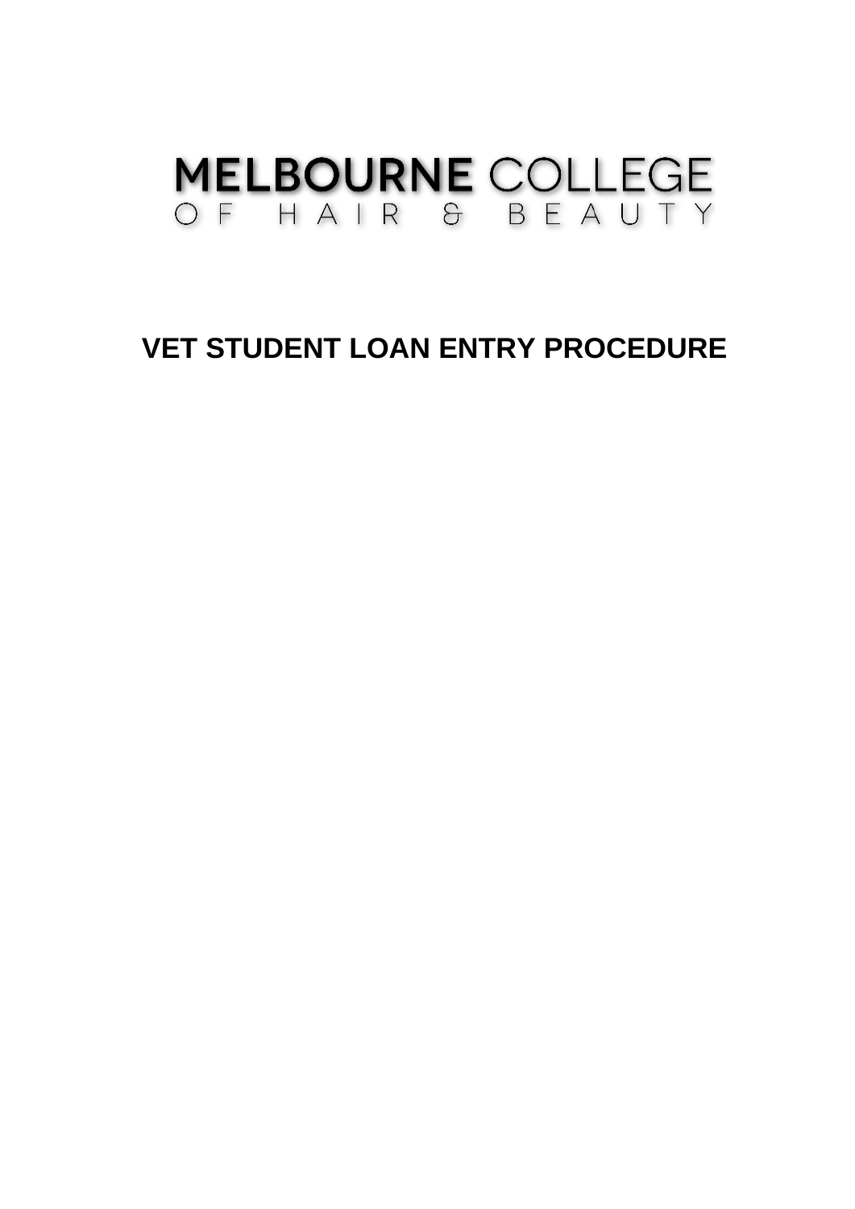MELBOURNE COLLEGE
OF HAIR & BEAUTY

# VET STUDENT LOAN ENTRY PROCEDURE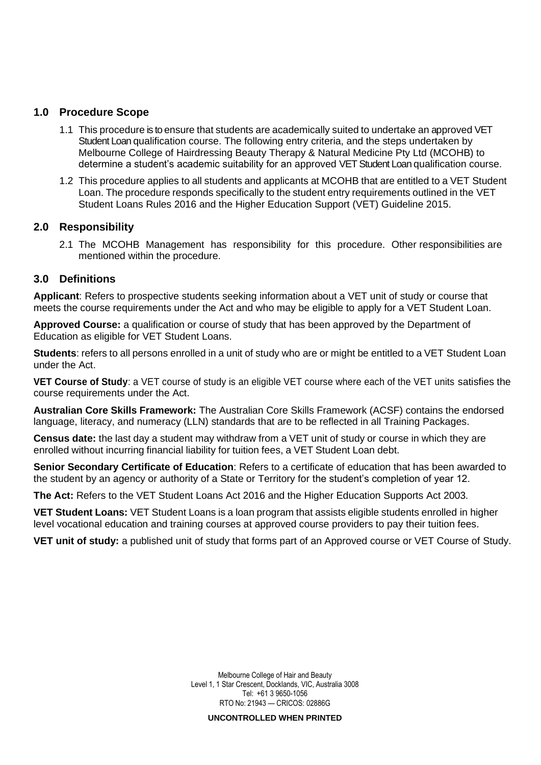## 1.0 Procedure Scope

1.1 This procedure is to ensure that students are academically suited to undertake an approved VET Student Loan qualification course. The following entry criteria, and the steps undertaken by Melbourne College of Hairdressing Beauty Therapy & Natural Medicine Pty Ltd (MCOHB) to determine a student's academic suitability for an approved VET Student Loan qualification course.

1.2 This procedure applies to all students and applicants at MCOHB that are entitled to a VET Student Loan. The procedure responds specifically to the student entry requirements outlined in the VET Student Loans Rules 2016 and the Higher Education Support (VET) Guideline 2015.

## 2.0 Responsibility

2.1 The MCOHB Management has responsibility for this procedure. Other responsibilities are mentioned within the procedure.

## 3.0 Definitions

**Applicant**: Refers to prospective students seeking information about a VET unit of study or course that meets the course requirements under the Act and who may be eligible to apply for a VET Student Loan.

**Approved Course:** a qualification or course of study that has been approved by the Department of Education as eligible for VET Student Loans.

**Students**: refers to all persons enrolled in a unit of study who are or might be entitled to a VET Student Loan under the Act.

**VET Course of Study**: a VET course of study is an eligible VET course where each of the VET units satisfies the course requirements under the Act.

**Australian Core Skills Framework:** The Australian Core Skills Framework (ACSF) contains the endorsed language, literacy, and numeracy (LLN) standards that are to be reflected in all Training Packages.

**Census date:** the last day a student may withdraw from a VET unit of study or course in which they are enrolled without incurring financial liability for tuition fees, a VET Student Loan debt.

**Senior Secondary Certificate of Education**: Refers to a certificate of education that has been awarded to the student by an agency or authority of a State or Territory for the student's completion of year 12.

**The Act:** Refers to the VET Student Loans Act 2016 and the Higher Education Supports Act 2003.

**VET Student Loans:** VET Student Loans is a loan program that assists eligible students enrolled in higher level vocational education and training courses at approved course providers to pay their tuition fees.

**VET unit of study:** a published unit of study that forms part of an Approved course or VET Course of Study.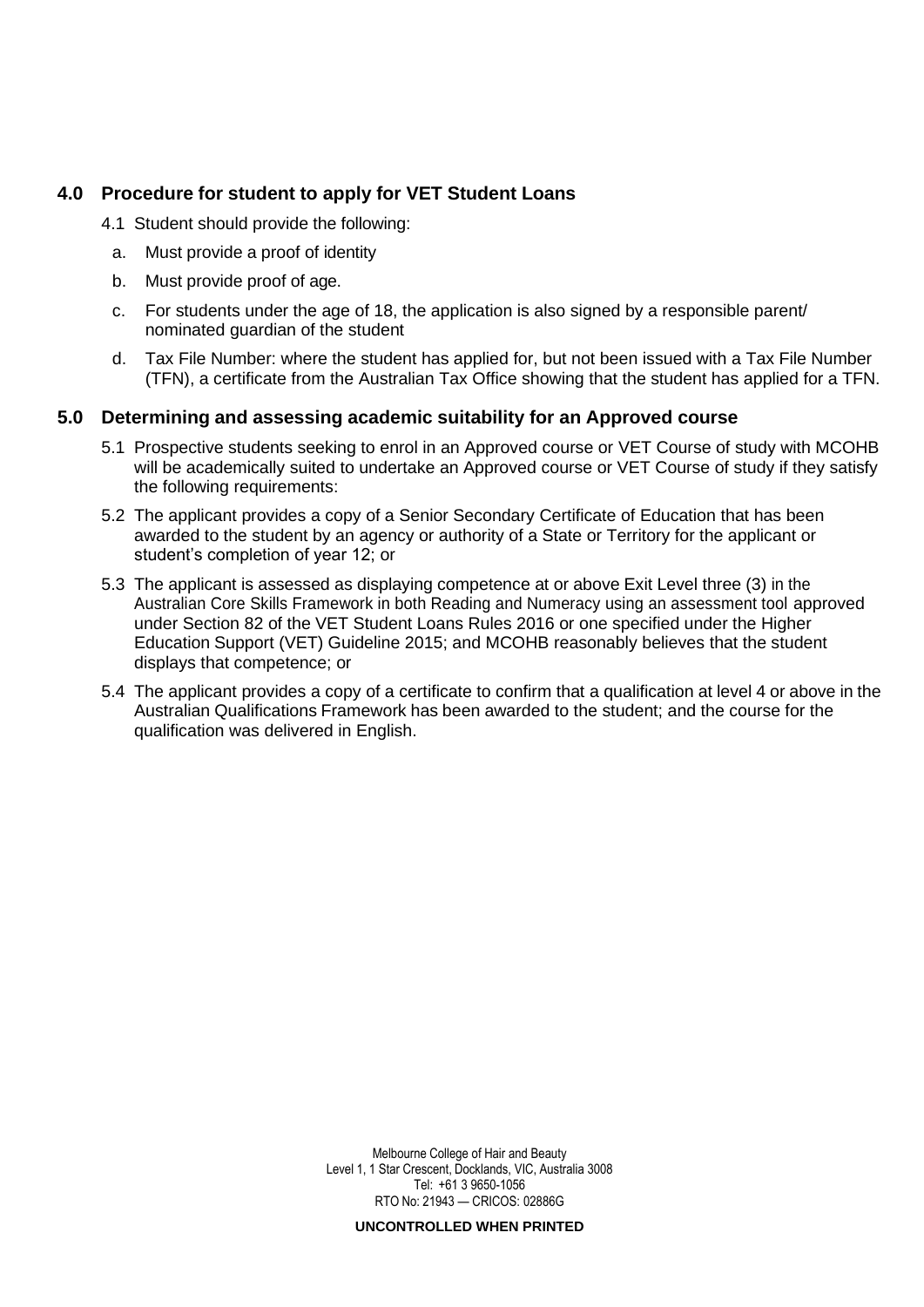## 4.0 Procedure for student to apply for VET Student Loans

4.1 Student should provide the following:

a. Must provide a proof of identity

b. Must provide proof of age.

c. For students under the age of 18, the application is also signed by a responsible parent/ nominated guardian of the student

d. Tax File Number: where the student has applied for, but not been issued with a Tax File Number (TFN), a certificate from the Australian Tax Office showing that the student has applied for a TFN.

## 5.0 Determining and assessing academic suitability for an Approved course

5.1 Prospective students seeking to enrol in an Approved course or VET Course of study with MCOHB will be academically suited to undertake an Approved course or VET Course of study if they satisfy the following requirements:

5.2 The applicant provides a copy of a Senior Secondary Certificate of Education that has been awarded to the student by an agency or authority of a State or Territory for the applicant or student's completion of year 12; or

5.3 The applicant is assessed as displaying competence at or above Exit Level three (3) in the Australian Core Skills Framework in both Reading and Numeracy using an assessment tool approved under Section 82 of the VET Student Loans Rules 2016 or one specified under the Higher Education Support (VET) Guideline 2015; and MCOHB reasonably believes that the student displays that competence; or

5.4 The applicant provides a copy of a certificate to confirm that a qualification at level 4 or above in the Australian Qualifications Framework has been awarded to the student; and the course for the qualification was delivered in English.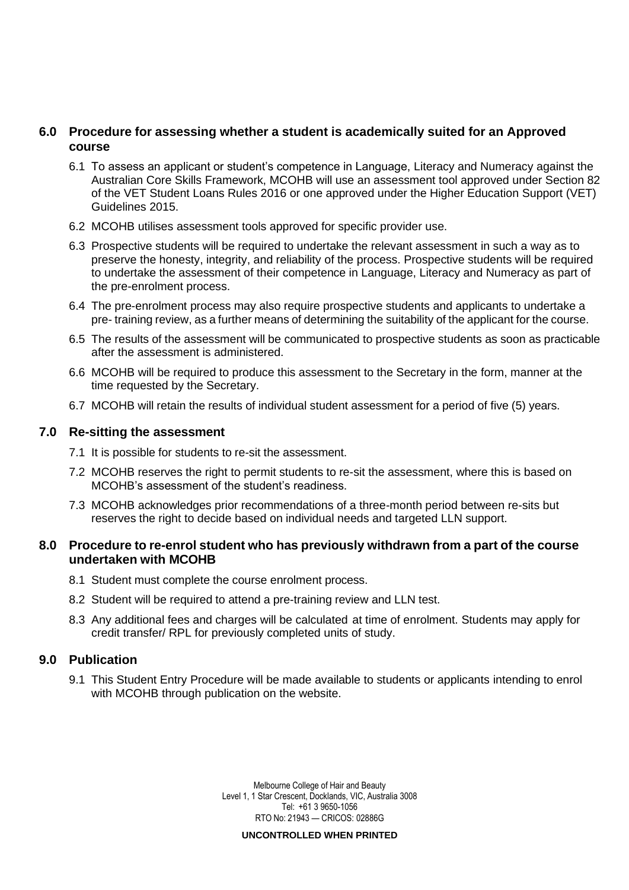## 6.0 Procedure for assessing whether a student is academically suited for an Approved course

6.1 To assess an applicant or student's competence in Language, Literacy and Numeracy against the Australian Core Skills Framework, MCOHB will use an assessment tool approved under Section 82 of the VET Student Loans Rules 2016 or one approved under the Higher Education Support (VET) Guidelines 2015.

6.2 MCOHB utilises assessment tools approved for specific provider use.

6.3 Prospective students will be required to undertake the relevant assessment in such a way as to preserve the honesty, integrity, and reliability of the process. Prospective students will be required to undertake the assessment of their competence in Language, Literacy and Numeracy as part of the pre-enrolment process.

6.4 The pre-enrolment process may also require prospective students and applicants to undertake a pre- training review, as a further means of determining the suitability of the applicant for the course.

6.5 The results of the assessment will be communicated to prospective students as soon as practicable after the assessment is administered.

6.6 MCOHB will be required to produce this assessment to the Secretary in the form, manner at the time requested by the Secretary.

6.7 MCOHB will retain the results of individual student assessment for a period of five (5) years.

## 7.0 Re-sitting the assessment

7.1 It is possible for students to re-sit the assessment.

7.2 MCOHB reserves the right to permit students to re-sit the assessment, where this is based on MCOHB's assessment of the student's readiness.

7.3 MCOHB acknowledges prior recommendations of a three-month period between re-sits but reserves the right to decide based on individual needs and targeted LLN support.

## 8.0 Procedure to re-enrol student who has previously withdrawn from a part of the course undertaken with MCOHB

8.1 Student must complete the course enrolment process.

8.2 Student will be required to attend a pre-training review and LLN test.

8.3 Any additional fees and charges will be calculated at time of enrolment. Students may apply for credit transfer/ RPL for previously completed units of study.

## 9.0 Publication

9.1 This Student Entry Procedure will be made available to students or applicants intending to enrol with MCOHB through publication on the website.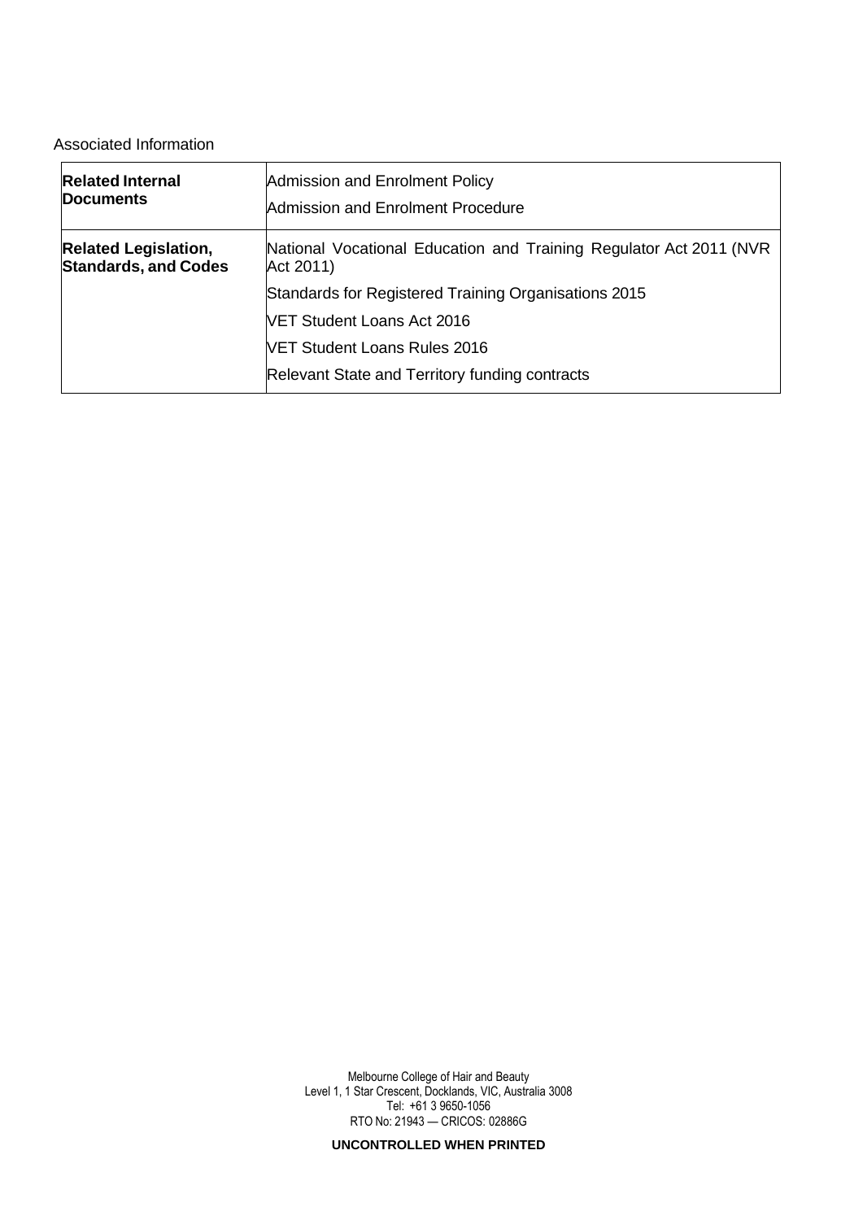Associated Information

| | |
|---|---|
| **Related Internal Documents** | Admission and Enrolment Policy<br>Admission and Enrolment Procedure |
| **Related Legislation, Standards, and Codes** | National Vocational Education and Training Regulator Act 2011 (NVR Act 2011)<br>Standards for Registered Training Organisations 2015<br>VET Student Loans Act 2016<br>VET Student Loans Rules 2016<br>Relevant State and Territory funding contracts |